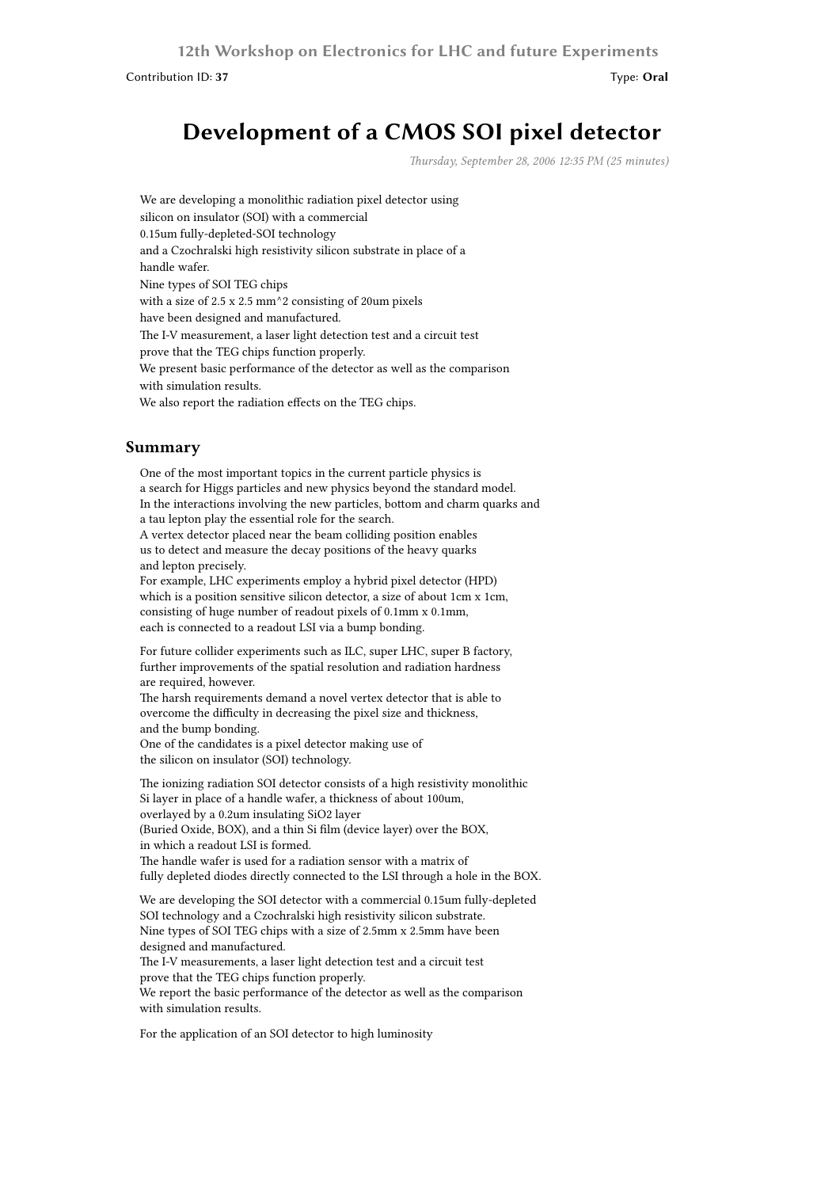Contribution ID: **37**

Type: **Oral**

# Development of a CMOS SOI pixel detector

*Thursday, September 28, 2006 12:35 PM (25 minutes)*

We are developing a monolithic radiation pixel detector using silicon on insulator (SOI) with a commercial 0.15um fully-depleted-SOI technology and a Czochralski high resistivity silicon substrate in place of a handle wafer. Nine types of SOI TEG chips with a size of 2.5 x 2.5 mm^2 consisting of 20um pixels have been designed and manufactured. The I-V measurement, a laser light detection test and a circuit test prove that the TEG chips function properly. We present basic performance of the detector as well as the comparison with simulation results. We also report the radiation effects on the TEG chips.

## Summary

One of the most important topics in the current particle physics is a search for Higgs particles and new physics beyond the standard model. In the interactions involving the new particles, bottom and charm quarks and a tau lepton play the essential role for the search. A vertex detector placed near the beam colliding position enables us to detect and measure the decay positions of the heavy quarks and lepton precisely. For example, LHC experiments employ a hybrid pixel detector (HPD) which is a position sensitive silicon detector, a size of about 1cm x 1cm, consisting of huge number of readout pixels of 0.1mm x 0.1mm, each is connected to a readout LSI via a bump bonding.

For future collider experiments such as ILC, super LHC, super B factory, further improvements of the spatial resolution and radiation hardness are required, however. The harsh requirements demand a novel vertex detector that is able to overcome the difficulty in decreasing the pixel size and thickness, and the bump bonding. One of the candidates is a pixel detector making use of the silicon on insulator (SOI) technology.

The ionizing radiation SOI detector consists of a high resistivity monolithic Si layer in place of a handle wafer, a thickness of about 100um, overlayed by a 0.2um insulating SiO2 layer (Buried Oxide, BOX), and a thin Si film (device layer) over the BOX, in which a readout LSI is formed. The handle wafer is used for a radiation sensor with a matrix of fully depleted diodes directly connected to the LSI through a hole in the BOX.

We are developing the SOI detector with a commercial 0.15um fully-depleted SOI technology and a Czochralski high resistivity silicon substrate. Nine types of SOI TEG chips with a size of 2.5mm x 2.5mm have been designed and manufactured. The I-V measurements, a laser light detection test and a circuit test prove that the TEG chips function properly. We report the basic performance of the detector as well as the comparison with simulation results.

For the application of an SOI detector to high luminosity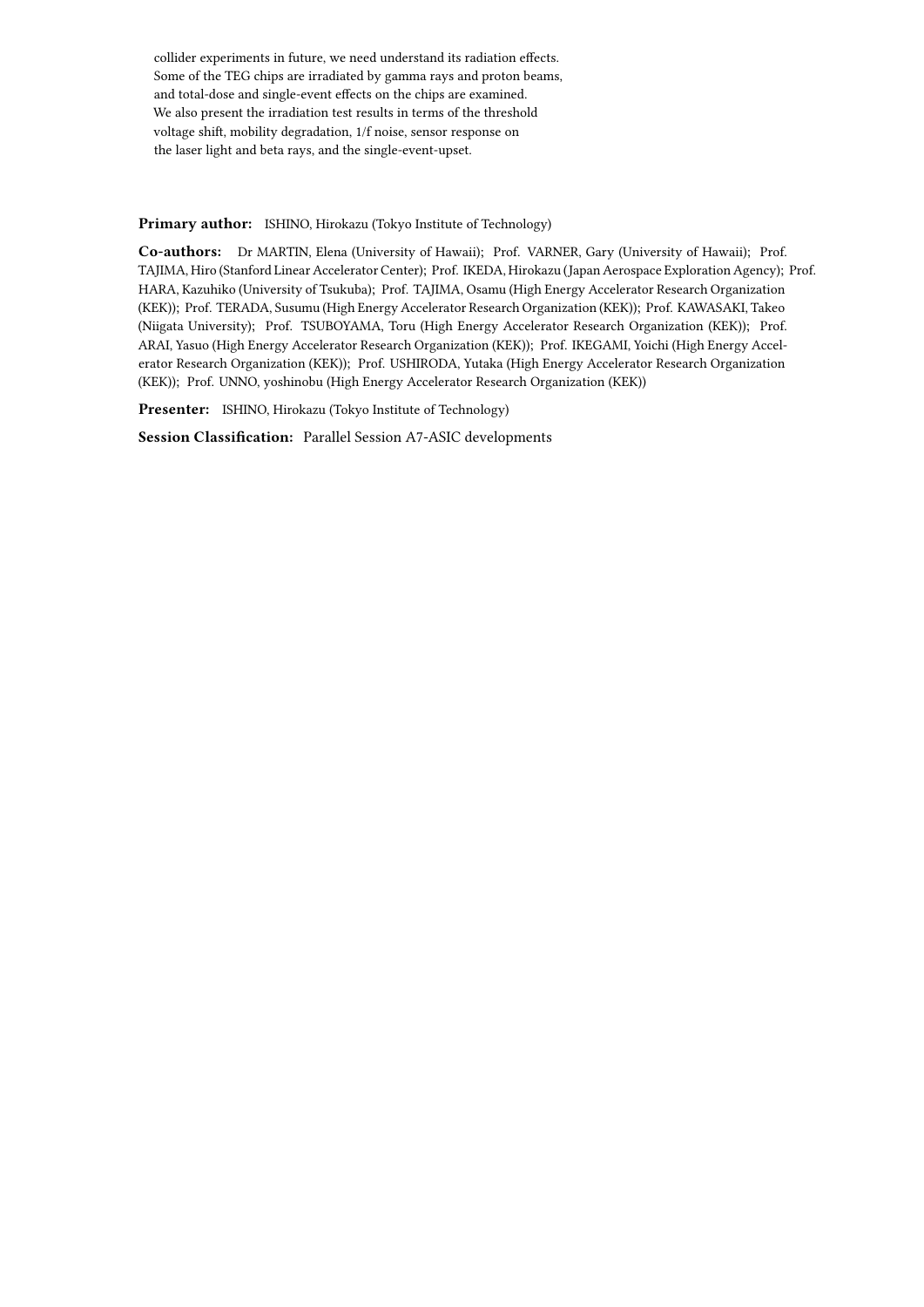collider experiments in future, we need understand its radiation effects.
Some of the TEG chips are irradiated by gamma rays and proton beams,
and total-dose and single-event effects on the chips are examined.
We also present the irradiation test results in terms of the threshold
voltage shift, mobility degradation, 1/f noise, sensor response on
the laser light and beta rays, and the single-event-upset.

**Primary author:** ISHINO, Hirokazu (Tokyo Institute of Technology)

**Co-authors:** Dr MARTIN, Elena (University of Hawaii); Prof. VARNER, Gary (University of Hawaii); Prof. TAJIMA, Hiro (Stanford Linear Accelerator Center); Prof. IKEDA, Hirokazu (Japan Aerospace Exploration Agency); Prof. HARA, Kazuhiko (University of Tsukuba); Prof. TAJIMA, Osamu (High Energy Accelerator Research Organization (KEK)); Prof. TERADA, Susumu (High Energy Accelerator Research Organization (KEK)); Prof. KAWASAKI, Takeo (Niigata University); Prof. TSUBOYAMA, Toru (High Energy Accelerator Research Organization (KEK)); Prof. ARAI, Yasuo (High Energy Accelerator Research Organization (KEK)); Prof. IKEGAMI, Yoichi (High Energy Accelerator Research Organization (KEK)); Prof. USHIRODA, Yutaka (High Energy Accelerator Research Organization (KEK)); Prof. UNNO, yoshinobu (High Energy Accelerator Research Organization (KEK))

**Presenter:** ISHINO, Hirokazu (Tokyo Institute of Technology)

**Session Classification:** Parallel Session A7-ASIC developments